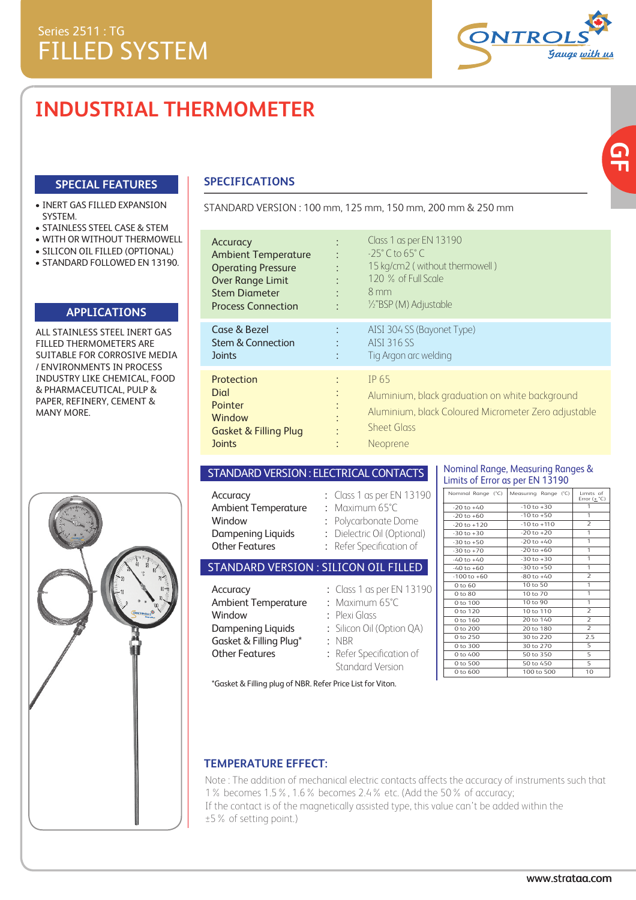Series 2511 : TG

# FILLED SYSTEM

# INDUSTRIAL THERMOMETER

## SPECIAL FEATURES

- INERT GAS FILLED EXPANSION SYSTEM.
- STAINLESS STEEL CASE & STEM
- WITH OR WITHOUT THERMOWELL
- SILICON OIL FILLED (OPTIONAL)
- STANDARD FOLLOWED EN 13190.

## APPLICATIONS

ALL STAINLESS STEEL INERT GAS FILLED THERMOMETERS ARE SUITABLE FOR CORROSIVE MEDIA / ENVIRONMENTS IN PROCESS INDUSTRY LIKE CHEMICAL, FOOD & PHARMACEUTICAL, PULP & PAPER, REFINERY, CEMENT & MANY MORE.

## SPECIFICATIONS

STANDARD VERSION : 100 mm, 125 mm, 150 mm, 200 mm & 250 mm

| | | |
|---|---|---|
| Accuracy | : | Class 1 as per EN 13190 |
| Ambient Temperature | : | -25° C to 65° C |
| Operating Pressure | : | 15 kg/cm2 ( without thermowell ) |
| Over Range Limit | : | 120 % of Full Scale |
| Stem Diameter | : | 8 mm |
| Process Connection | : | ½"BSP (M) Adjustable |
| Case & Bezel | : | AISI 304 SS (Bayonet Type) |
| Stem & Connection | : | AISI 316 SS |
| Joints | : | Tig Argon arc welding |
| Protection | : | IP 65 |
| Dial | : | Aluminium, black graduation on white background |
| Pointer | : | Aluminium, black Coloured Micrometer Zero adjustable |
| Window | : | Sheet Glass |
| Gasket & Filling Plug | : | Neoprene |
| Joints | : | |

## STANDARD VERSION : ELECTRICAL CONTACTS

| | | |
|---|---|---|
| Accuracy | : | Class 1 as per EN 13190 |
| Ambient Temperature | : | Maximum 65°C |
| Window | : | Polycarbonate Dome |
| Dampening Liquids | : | Dielectric Oil (Optional) |
| Other Features | : | Refer Specification of |

## STANDARD VERSION : SILICON OIL FILLED

| | | |
|---|---|---|
| Accuracy | : | Class 1 as per EN 13190 |
| Ambient Temperature | : | Maximum 65°C |
| Window | : | Plexi Glass |
| Dampening Liquids | : | Silicon Oil (Option QA) |
| Gasket & Filling Plug* | : | NBR |
| Other Features | : | Refer Specification of Standard Version |

*Gasket & Filling plug of NBR. Refer Price List for Viton.

## Nominal Range, Measuring Ranges & Limits of Error as per EN 13190

| Nominal Range (°C) | Measuring Range (°C) | Limits of Error (±°C) |
|---|---|---|
| -20 to +40 | -10 to +30 | 1 |
| -20 to +60 | -10 to +50 | 1 |
| -20 to +120 | -10 to +110 | 2 |
| -30 to +30 | -20 to +20 | 1 |
| -30 to +50 | -20 to +40 | 1 |
| -30 to +70 | -20 to +60 | 1 |
| -40 to +40 | -30 to +30 | 1 |
| -40 to +60 | -30 to +50 | 1 |
| -100 to +60 | -80 to +40 | 2 |
| 0 to 60 | 10 to 50 | 1 |
| 0 to 80 | 10 to 70 | 1 |
| 0 to 100 | 10 to 90 | 1 |
| 0 to 120 | 10 to 110 | 2 |
| 0 to 160 | 20 to 140 | 2 |
| 0 to 200 | 20 to 180 | 2 |
| 0 to 250 | 30 to 220 | 2.5 |
| 0 to 300 | 30 to 270 | 5 |
| 0 to 400 | 50 to 350 | 5 |
| 0 to 500 | 50 to 450 | 5 |
| 0 to 600 | 100 to 500 | 10 |

## TEMPERATURE EFFECT:

Note : The addition of mechanical electric contacts affects the accuracy of instruments such that 1 % becomes 1.5 %, 1.6 % becomes 2.4 % etc. (Add the 50 % of accuracy;
If the contact is of the magnetically assisted type, this value can't be added within the ±5 % of setting point.)

www.strataa.com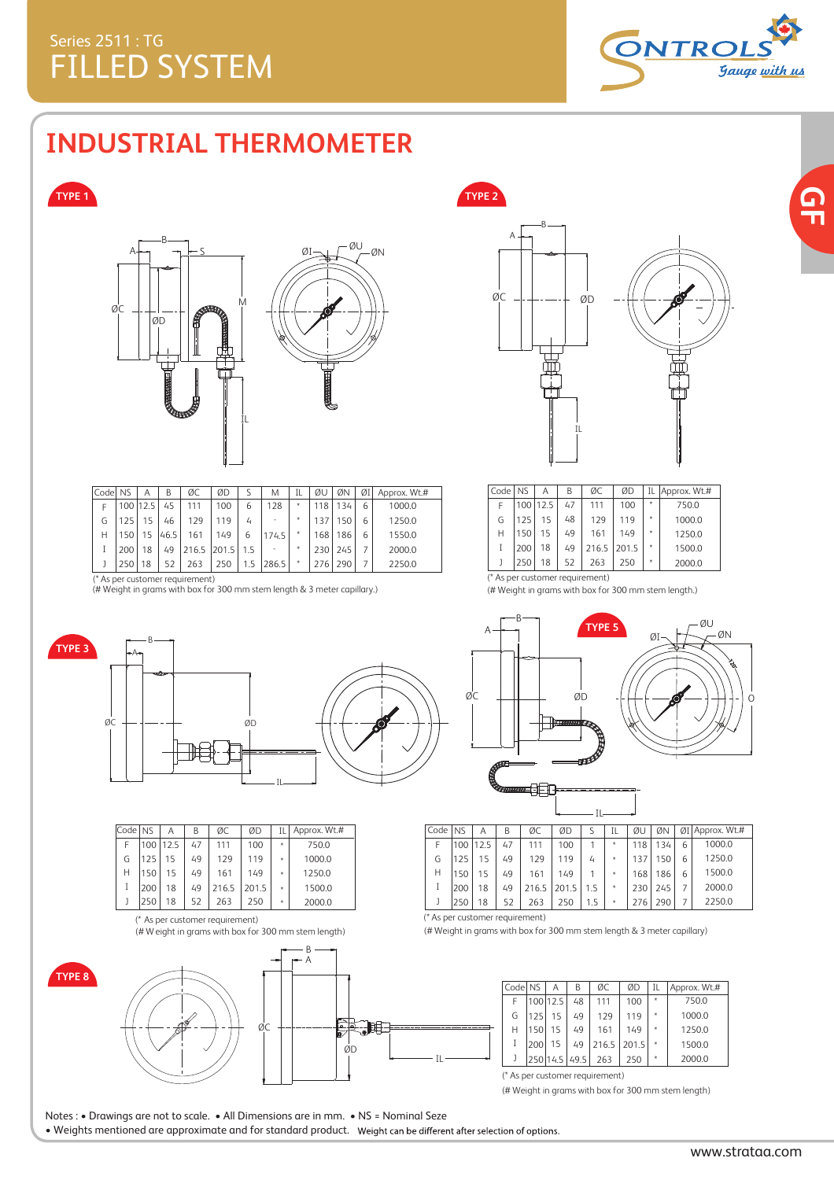Series 2511 : TG
# FILLED SYSTEM

## INDUSTRIAL THERMOMETER

### TYPE 1

| Code | NS | A | B | ØC | ØD | S | M | IL | ØU | ØN | ØI | Approx. Wt.# |
|---|---|---|---|---|---|---|---|---|---|---|---|---|
| F | 100 | 12.5 | 45 | 111 | 100 | 6 | 128 | * | 118 | 134 | 6 | 1000.0 |
| G | 125 | 15 | 46 | 129 | 119 | 4 | - | * | 137 | 150 | 6 | 1250.0 |
| H | 150 | 15 | 46.5 | 161 | 149 | 6 | 174.5 | * | 168 | 186 | 6 | 1550.0 |
| I | 200 | 18 | 49 | 216.5 | 201.5 | 1.5 | - | * | 230 | 245 | 7 | 2000.0 |
| J | 250 | 18 | 52 | 263 | 250 | 1.5 | 286.5 | * | 276 | 290 | 7 | 2250.0 |

(* As per customer requirement)
(# Weight in grams with box for 300 mm stem length & 3 meter capillary.)

### TYPE 2

| Code | NS | A | B | ØC | ØD | IL | Approx. Wt.# |
|---|---|---|---|---|---|---|---|
| F | 100 | 12.5 | 47 | 111 | 100 | * | 750.0 |
| G | 125 | 15 | 48 | 129 | 119 | * | 1000.0 |
| H | 150 | 15 | 49 | 161 | 149 | * | 1250.0 |
| I | 200 | 18 | 49 | 216.5 | 201.5 | * | 1500.0 |
| J | 250 | 18 | 52 | 263 | 250 | * | 2000.0 |

(* As per customer requirement)
(# Weight in grams with box for 300 mm stem length.)

### TYPE 3

| Code | NS | A | B | ØC | ØD | IL | Approx. Wt.# |
|---|---|---|---|---|---|---|---|
| F | 100 | 12.5 | 47 | 111 | 100 | * | 750.0 |
| G | 125 | 15 | 49 | 129 | 119 | * | 1000.0 |
| H | 150 | 15 | 49 | 161 | 149 | * | 1250.0 |
| I | 200 | 18 | 49 | 216.5 | 201.5 | * | 1500.0 |
| J | 250 | 18 | 52 | 263 | 250 | * | 2000.0 |

(* As per customer requirement)
(# Weight in grams with box for 300 mm stem length)

### TYPE 5

| Code | NS | A | B | ØC | ØD | S | IL | ØU | ØN | ØI | Approx. Wt.# |
|---|---|---|---|---|---|---|---|---|---|---|---|
| F | 100 | 12.5 | 47 | 111 | 100 | 1 | * | 118 | 134 | 6 | 1000.0 |
| G | 125 | 15 | 49 | 129 | 119 | 4 | * | 137 | 150 | 6 | 1250.0 |
| H | 150 | 15 | 49 | 161 | 149 | 1 | * | 168 | 186 | 6 | 1500.0 |
| I | 200 | 18 | 49 | 216.5 | 201.5 | 1.5 | * | 230 | 245 | 7 | 2000.0 |
| J | 250 | 18 | 52 | 263 | 250 | 1.5 | * | 276 | 290 | 7 | 2250.0 |

(* As per customer requirement)
(# Weight in grams with box for 300 mm stem length & 3 meter capillary)

### TYPE 8

| Code | NS | A | B | ØC | ØD | IL | Approx. Wt.# |
|---|---|---|---|---|---|---|---|
| F | 100 | 12.5 | 48 | 111 | 100 | * | 750.0 |
| G | 125 | 15 | 49 | 129 | 119 | * | 1000.0 |
| H | 150 | 15 | 49 | 161 | 149 | * | 1250.0 |
| I | 200 | 15 | 49 | 216.5 | 201.5 | * | 1500.0 |
| J | 250 | 14.5 | 49.5 | 263 | 250 | * | 2000.0 |

(* As per customer requirement)
(# Weight in grams with box for 300 mm stem length)

Notes : • Drawings are not to scale. • All Dimensions are in mm. • NS = Nominal Seze
• Weights mentioned are approximate and for standard product. Weight can be different after selection of options.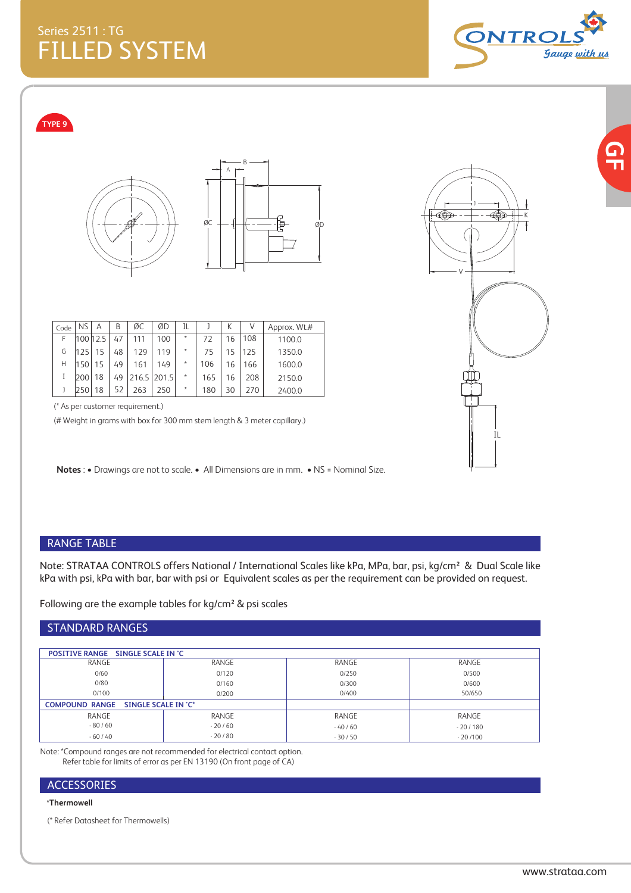Series 2511 : TG

# FILLED SYSTEM

TYPE 9

| Code | NS | A | B | ØC | ØD | IL | J | K | V | Approx. Wt.# |
|---|---|---|---|---|---|---|---|---|---|---|
| F | 100 | 12.5 | 47 | 111 | 100 | * | 72 | 16 | 108 | 1100.0 |
| G | 125 | 15 | 48 | 129 | 119 | * | 75 | 15 | 125 | 1350.0 |
| H | 150 | 15 | 49 | 161 | 149 | * | 106 | 16 | 166 | 1600.0 |
| I | 200 | 18 | 49 | 216.5 | 201.5 | * | 165 | 16 | 208 | 2150.0 |
| J | 250 | 18 | 52 | 263 | 250 | * | 180 | 30 | 270 | 2400.0 |

(* As per customer requirement.)

(# Weight in grams with box for 300 mm stem length & 3 meter capillary.)

**Notes** : • Drawings are not to scale. • All Dimensions are in mm. • NS = Nominal Size.

## RANGE TABLE

Note: STRATAA CONTROLS offers National / International Scales like kPa, MPa, bar, psi, kg/cm² & Dual Scale like kPa with psi, kPa with bar, bar with psi or Equivalent scales as per the requirement can be provided on request.

Following are the example tables for kg/cm² & psi scales

## STANDARD RANGES

| POSITIVE RANGE SINGLE SCALE IN °C | | | |
|---|---|---|---|
| RANGE | RANGE | RANGE | RANGE |
| 0/60 | 0/120 | 0/250 | 0/500 |
| 0/80 | 0/160 | 0/300 | 0/600 |
| 0/100 | 0/200 | 0/400 | 50/650 |
| **COMPOUND RANGE SINGLE SCALE IN °C*** | | | |
| RANGE | RANGE | RANGE | RANGE |
| - 80 / 60 | - 20 / 60 | - 40 / 60 | - 20 / 180 |
| - 60 / 40 | - 20 / 80 | - 30 / 50 | - 20 /100 |

Note: *Compound ranges are not recommended for electrical contact option.
Refer table for limits of error as per EN 13190 (On front page of CA)

## ACCESSORIES

*Thermowell

(* Refer Datasheet for Thermowells)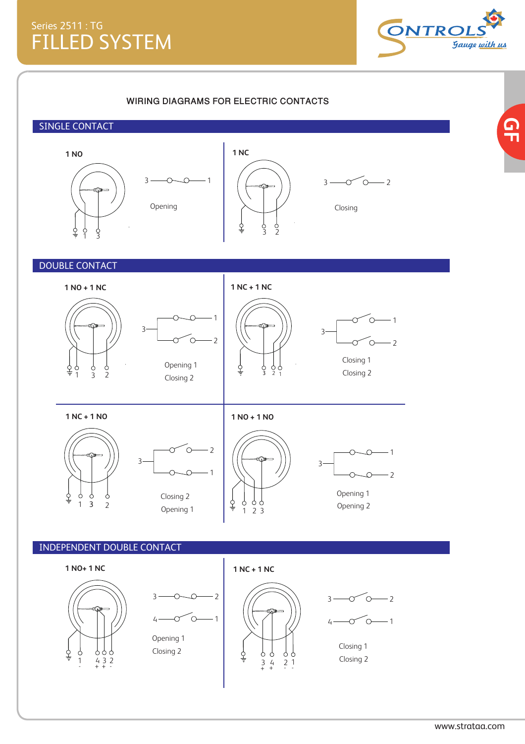Series 2511 : TG

# FILLED SYSTEM

## WIRING DIAGRAMS FOR ELECTRIC CONTACTS

### SINGLE CONTACT

**1 NO**

Opening

**1 NC**

Closing

### DOUBLE CONTACT

**1 NO + 1 NC**

Opening 1
Closing 2

**1 NC + 1 NC**

Closing 1
Closing 2

**1 NC + 1 NO**

Closing 2
Opening 1

**1 NO + 1 NO**

Opening 1
Opening 2

### INDEPENDENT DOUBLE CONTACT

**1 NO+ 1 NC**

Opening 1
Closing 2

**1 NC + 1 NC**

Closing 1
Closing 2

www.strataa.com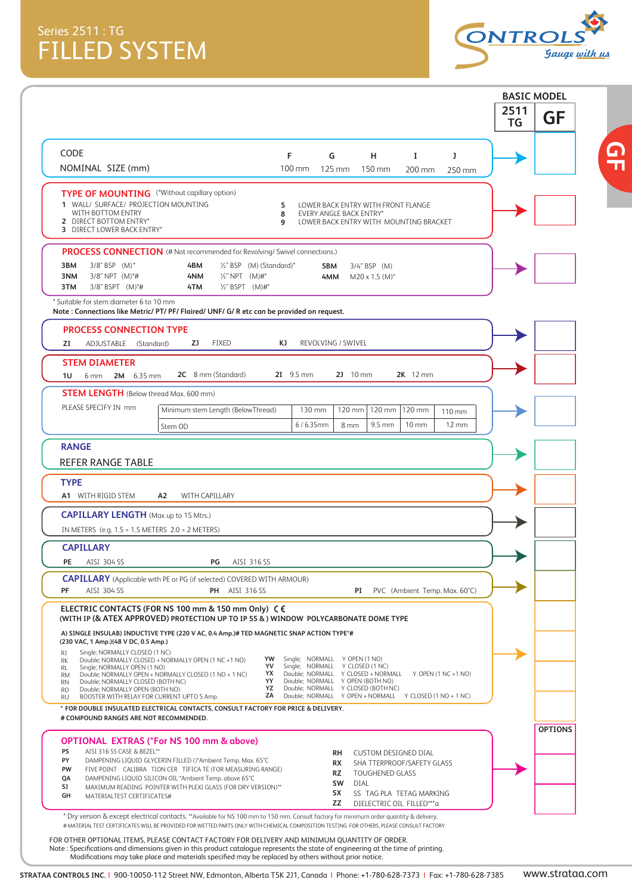Series 2511 : TG

# FILLED SYSTEM

CONTROLS Gauge with us

**BASIC MODEL**

| 2511 TG | GF |
|---|---|

## CODE

| CODE | F | G | H | I | J |
|---|---|---|---|---|---|
| NOMINAL SIZE (mm) | 100 mm | 125 mm | 150 mm | 200 mm | 250 mm |

## TYPE OF MOUNTING (*Without capillary option)

1 WALL/ SURFACE/ PROJECTION MOUNTING WITH BOTTOM ENTRY
2 DIRECT BOTTOM ENTRY*
3 DIRECT LOWER BACK ENTRY*
5 LOWER BACK ENTRY WITH FRONT FLANGE
8 EVERY ANGLE BACK ENTRY*
9 LOWER BACK ENTRY WITH MOUNTING BRACKET

## PROCESS CONNECTION (# Not recommended for Revolving/ Swivel connections.)

| | | | | | |
|---|---|---|---|---|---|
| 3BM | 3/8" BSP (M)* | 4BM | ½" BSP (M) (Standard)* | 5BM | 3/4" BSP (M) |
| 3NM | 3/8" NPT (M)*# | 4NM | ½" NPT (M)#* | 4MM | M20 x 1.5 (M)* |
| 3TM | 3/8" BSPT (M)*# | 4TM | ½" BSPT (M)#* | | |

\* Suitable for stem diameter 6 to 10 mm

**Note : Connections like Metric/ PT/ PF/ Flaired/ UNF/ G/ R etc can be provided on request.**

## PROCESS CONNECTION TYPE

ZI ADJUSTABLE (Standard) ZJ FIXED KJ REVOLVING / SWIVEL

## STEM DIAMETER

1U 6 mm 2M 6.35 mm 2C 8 mm (Standard) 2I 9.5 mm 2J 10 mm 2K 12 mm

## STEM LENGTH (Below thread Max. 600 mm)

PLEASE SPECIFY IN mm

| Minimum stem Length (BelowThread) | 130 mm | 120 mm | 120 mm | 120 mm | 110 mm |
|---|---|---|---|---|---|
| Stem OD | 6 / 6.35mm | 8 mm | 9.5 mm | 10 mm | 12 mm |

## RANGE

REFER RANGE TABLE

## TYPE

A1 WITH RIGID STEM A2 WITH CAPILLARY

## CAPILLARY LENGTH (Max up to 15 Mtrs.)

IN METERS (e.g. 1.5 = 1.5 METERS 2.0 = 2 METERS)

## CAPILLARY

PE AISI 304 SS PG AISI 316 SS

## CAPILLARY (Applicable with PE or PG (if selected) COVERED WITH ARMOUR)

PF AISI 304 SS PH AISI 316 SS PI PVC (Ambient Temp. Max. 60°C)

## ELECTRIC CONTACTS (FOR NS 100 mm & 150 mm Only) CE

**(WITH IP (& ATEX APPROVED) PROTECTION UP TO IP 55 & ) WINDOW POLYCARBONATE DOME TYPE**

**A) SINGLE INSULAB) INDUCTIVE TYPE (220 V AC, 0.4 Amp.)# TED MAGNETIC SNAP ACTION TYPE*# (230 VAC, 1 Amp.)(48 V DC, 0.5 Amp.)**

| | | | |
|---|---|---|---|
| RJ | Single; NORMALLY CLOSED (1 NC) | YW | Single; NORMALL Y OPEN (1 NO) |
| RK | Double; NORMALLY CLOSED + NORMALLY OPEN (1 NC +1 NO) | YV | Single; NORMALL Y CLOSED (1 NC) |
| RL | Single; NORMALLY OPEN (1 NO) | YX | Double; NORMALL Y CLOSED + NORMALL Y OPEN (1 NC +1 NO) |
| RM | Double; NORMALLY OPEN + NORMALLY CLOSED (1 NO + 1 NC) | YY | Double; NORMALL Y OPEN (BOTH NO) |
| RN | Double; NORMALLY CLOSED (BOTH NC) | YZ | Double; NORMALL Y CLOSED (BOTH NC) |
| RO | Double; NORMALLY OPEN (BOTH NO) | ZA | Double; NORMALL Y OPEN + NORMALL Y CLOSED (1 NO + 1 NC) |
| RU | BOOSTER WITH RELAY FOR CURRENT UPTO 5 Amp. | | |

**\* FOR DOUBLE INSULATED ELECTRICAL CONTACTS, CONSULT FACTORY FOR PRICE & DELIVERY.**

**# COMPOUND RANGES ARE NOT RECOMMENDED.**

## OPTIONAL EXTRAS (*For NS 100 mm & above)

**OPTIONS**

| | | | |
|---|---|---|---|
| PS | AISI 316 SS CASE & BEZEL** | RH | CUSTOM DESIGNED DIAL |
| PY | DAMPENING LIQUID GLYCERIN FILLED ()*Ambient Temp. Max. 65°C | RX | SHA TTERPROOF/SAFETY GLASS |
| PW | FIVE POINT CALIBRA TION CER TIFICA TE (FOR MEASURING RANGE) | RZ | TOUGHENED GLASS |
| QA | DAMPENING LIQUID SILICON OIL *Ambient Temp. above 65°C | SW | DIAL |
| SJ | MAXIMUM READING POINTER WITH PLEXI GLASS (FOR DRY VERSION)** | SX | SS TAG PLA TETAG MARKING |
| GH | MATERIALTEST CERTIFICATES# | ZZ | DIELECTRIC OIL FILLED***a |

\* Dry version & except electrical contacts. **Available for NS 100 mm to 150 mm. Consult factory for minimum order quantity & delivery.

\# MATERIAL TEST CERTIFICATES WILL BE PROVIDED FOR WETTED PARTS ONLY WITH CHEMICAL COMPOSITION TESTING. FOR OTHERS, PLEASE CONSULT FACTORY.

FOR OTHER OPTIONAL ITEMS, PLEASE CONTACT FACTORY FOR DELIVERY AND MINIMUM QUANTITY OF ORDER.

Note : Specifications and dimensions given in this product catalogue represents the state of engineering at the time of printing. Modifications may take place and materials specified may be replaced by others without prior notice.

STRATAA CONTROLS INC. | 900-10050-112 Street NW, Edmonton, Alberta T5K 2J1, Canada | Phone: +1-780-628-7373 | Fax: +1-780-628-7385 www.strataa.com